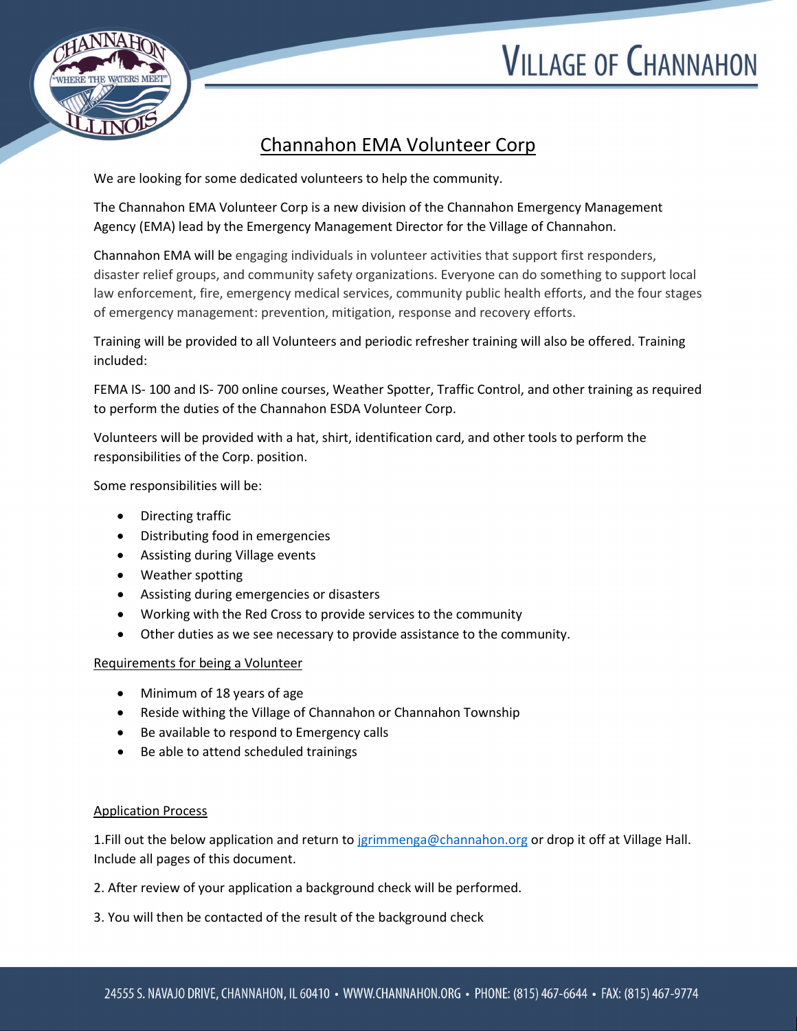# Village of Channahon

## Channahon EMA Volunteer Corp

We are looking for some dedicated volunteers to help the community.

The Channahon EMA Volunteer Corp is a new division of the Channahon Emergency Management Agency (EMA) lead by the Emergency Management Director for the Village of Channahon.

Channahon EMA will be engaging individuals in volunteer activities that support first responders, disaster relief groups, and community safety organizations. Everyone can do something to support local law enforcement, fire, emergency medical services, community public health efforts, and the four stages of emergency management: prevention, mitigation, response and recovery efforts.

Training will be provided to all Volunteers and periodic refresher training will also be offered. Training included:

FEMA IS- 100 and IS- 700 online courses, Weather Spotter, Traffic Control, and other training as required to perform the duties of the Channahon ESDA Volunteer Corp.

Volunteers will be provided with a hat, shirt, identification card, and other tools to perform the responsibilities of the Corp. position.

Some responsibilities will be:

- Directing traffic
- Distributing food in emergencies
- Assisting during Village events
- Weather spotting
- Assisting during emergencies or disasters
- Working with the Red Cross to provide services to the community
- Other duties as we see necessary to provide assistance to the community.

Requirements for being a Volunteer

- Minimum of 18 years of age
- Reside withing the Village of Channahon or Channahon Township
- Be available to respond to Emergency calls
- Be able to attend scheduled trainings

Application Process

1.Fill out the below application and return to [jgrimmenga@channahon.org](mailto:jgrimmenga@channahon.org) or drop it off at Village Hall. Include all pages of this document.

2. After review of your application a background check will be performed.

3. You will then be contacted of the result of the background check

24555 S. Navajo Drive, Channahon, IL 60410 • www.channahon.org • Phone: (815) 467-6644 • Fax: (815) 467-9774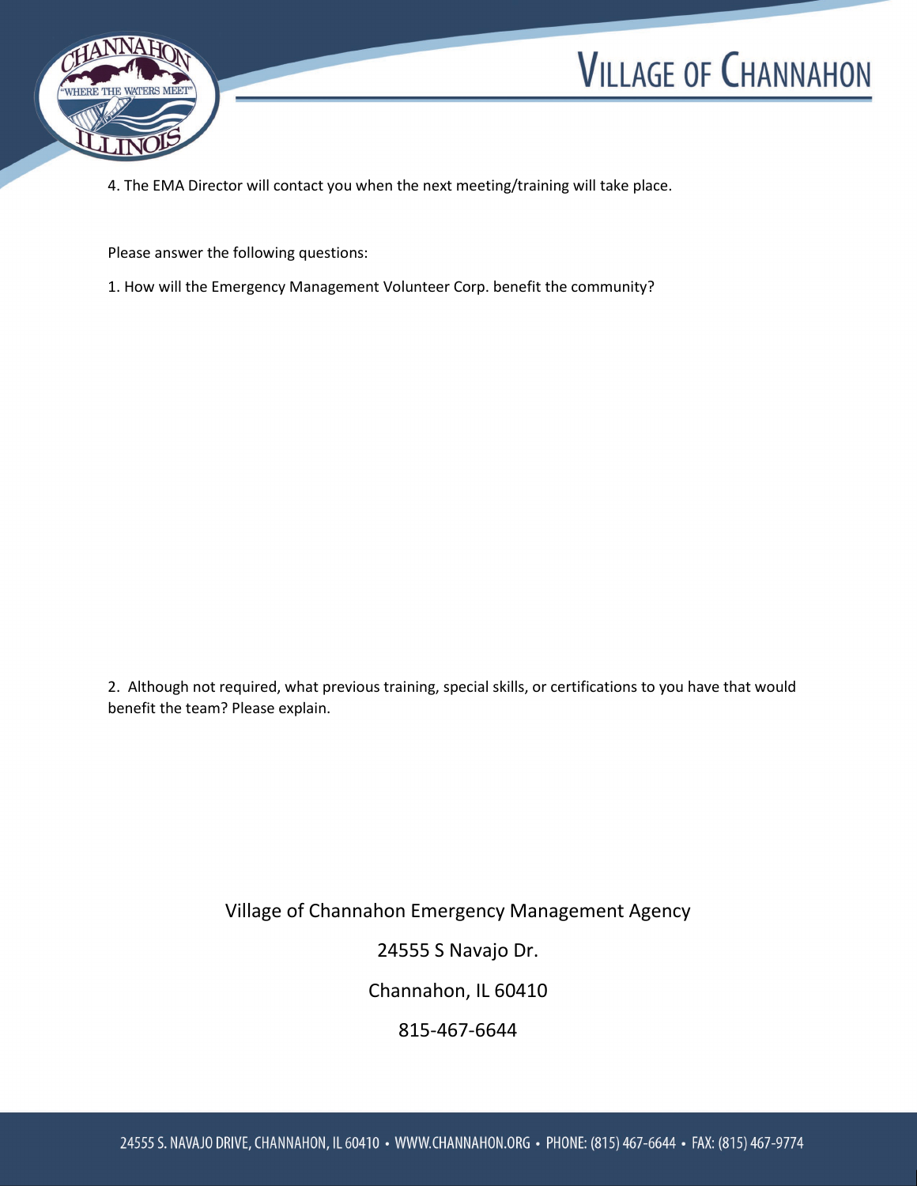4. The EMA Director will contact you when the next meeting/training will take place.

Please answer the following questions:

1. How will the Emergency Management Volunteer Corp. benefit the community?

2. Although not required, what previous training, special skills, or certifications to you have that would benefit the team? Please explain.

Village of Channahon Emergency Management Agency

24555 S Navajo Dr.

Channahon, IL 60410

815-467-6644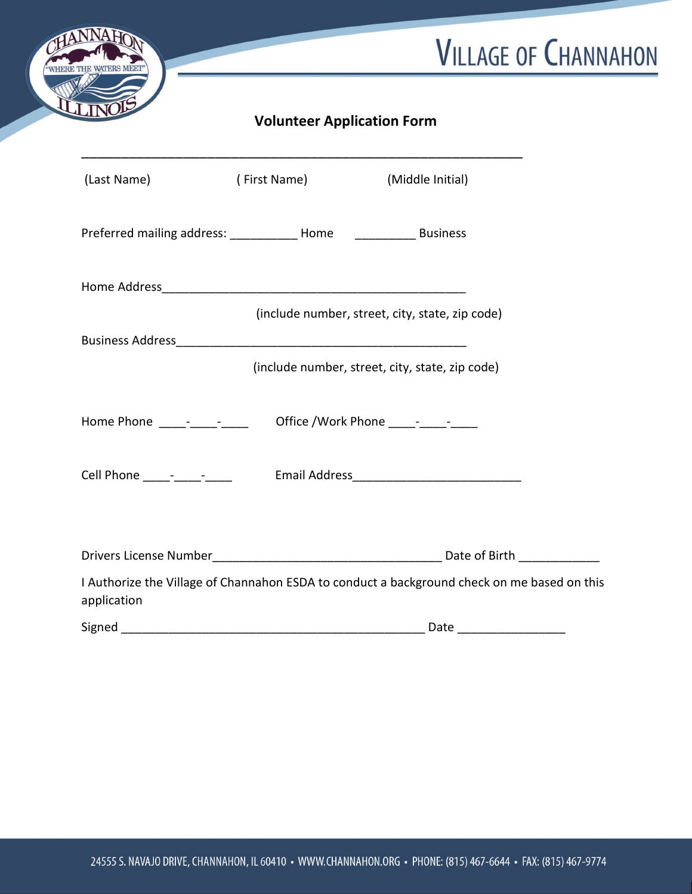# VILLAGE OF CHANNAHON

## Volunteer Application Form

_________________________________________________________________

(Last Name) ( First Name) (Middle Initial)

Preferred mailing address: __________ Home _________ Business

Home Address_____________________________________________

(include number, street, city, state, zip code)

Business Address___________________________________________

(include number, street, city, state, zip code)

Home Phone ____-____-____ Office /Work Phone ____-____-____

Cell Phone ____-____-____ Email Address_________________________

Drivers License Number__________________________________ Date of Birth ____________

I Authorize the Village of Channahon ESDA to conduct a background check on me based on this application

Signed _____________________________________________ Date ________________

24555 S. NAVAJO DRIVE, CHANNAHON, IL 60410 • WWW.CHANNAHON.ORG • PHONE: (815) 467-6644 • FAX: (815) 467-9774